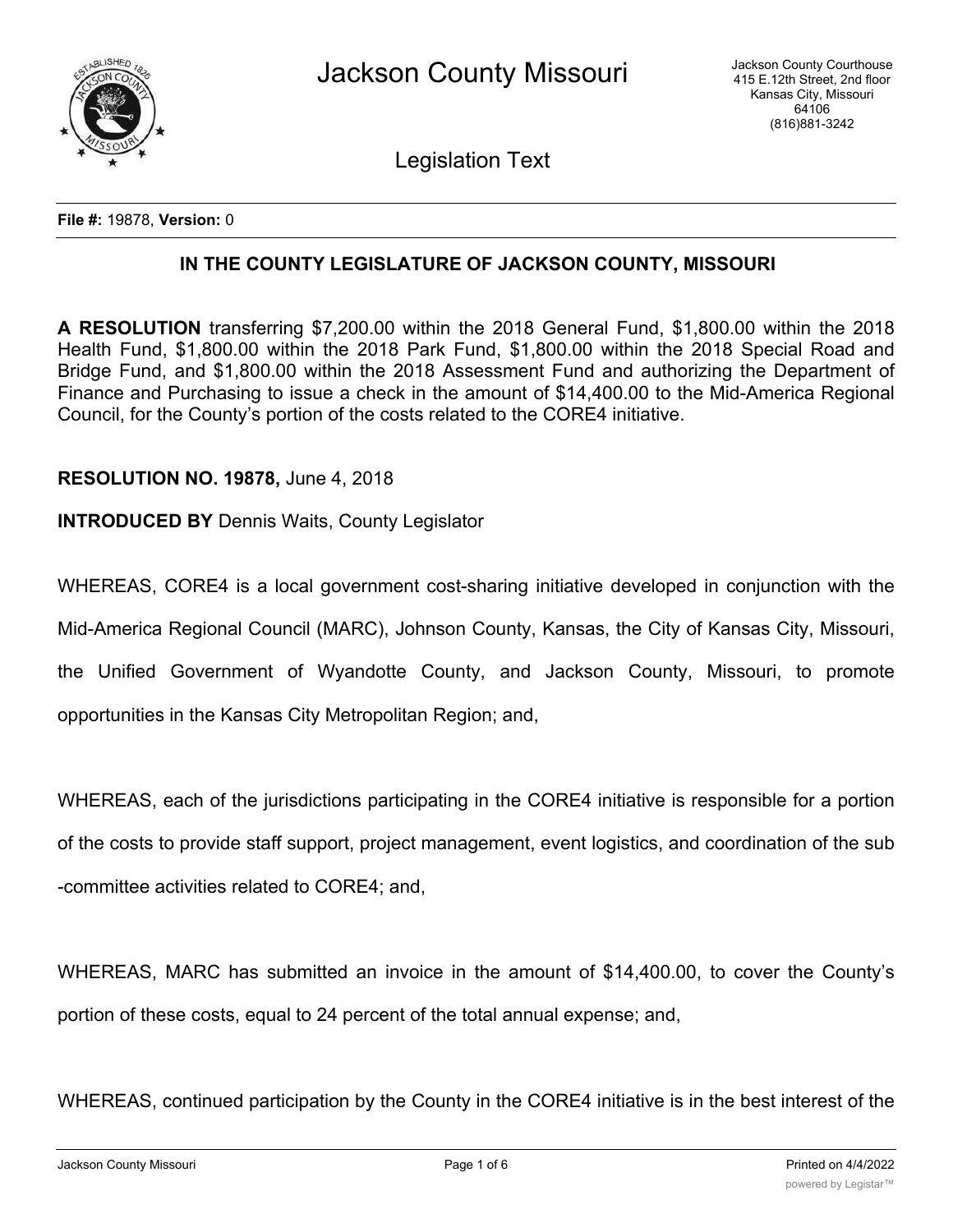# Jackson County Missouri

Jackson County Courthouse
415 E.12th Street, 2nd floor
Kansas City, Missouri
64106
(816)881-3242

## Legislation Text

**File #:** 19878, **Version:** 0

### IN THE COUNTY LEGISLATURE OF JACKSON COUNTY, MISSOURI

**A RESOLUTION** transferring $7,200.00 within the 2018 General Fund, $1,800.00 within the 2018 Health Fund, $1,800.00 within the 2018 Park Fund, $1,800.00 within the 2018 Special Road and Bridge Fund, and $1,800.00 within the 2018 Assessment Fund and authorizing the Department of Finance and Purchasing to issue a check in the amount of $14,400.00 to the Mid-America Regional Council, for the County's portion of the costs related to the CORE4 initiative.

**RESOLUTION NO. 19878,** June 4, 2018

**INTRODUCED BY** Dennis Waits, County Legislator

WHEREAS, CORE4 is a local government cost-sharing initiative developed in conjunction with the Mid-America Regional Council (MARC), Johnson County, Kansas, the City of Kansas City, Missouri, the Unified Government of Wyandotte County, and Jackson County, Missouri, to promote opportunities in the Kansas City Metropolitan Region; and,

WHEREAS, each of the jurisdictions participating in the CORE4 initiative is responsible for a portion of the costs to provide staff support, project management, event logistics, and coordination of the sub-committee activities related to CORE4; and,

WHEREAS, MARC has submitted an invoice in the amount of $14,400.00, to cover the County's portion of these costs, equal to 24 percent of the total annual expense; and,

WHEREAS, continued participation by the County in the CORE4 initiative is in the best interest of the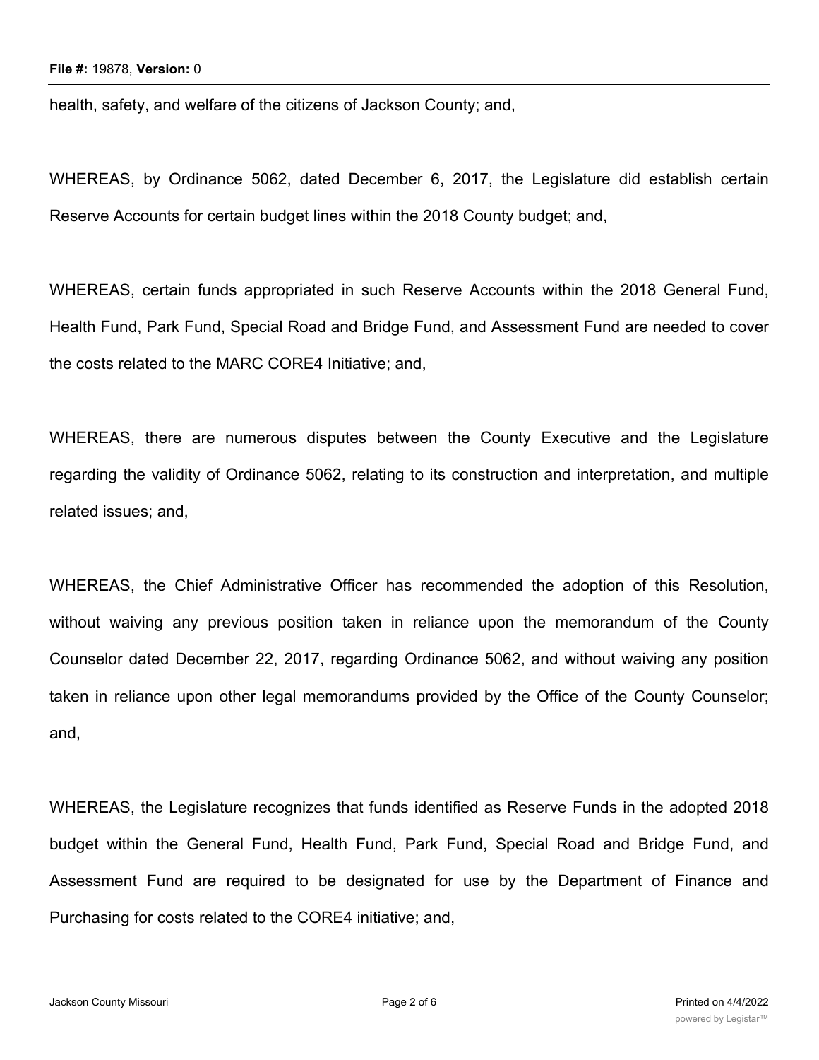health, safety, and welfare of the citizens of Jackson County; and,

WHEREAS, by Ordinance 5062, dated December 6, 2017, the Legislature did establish certain Reserve Accounts for certain budget lines within the 2018 County budget; and,

WHEREAS, certain funds appropriated in such Reserve Accounts within the 2018 General Fund, Health Fund, Park Fund, Special Road and Bridge Fund, and Assessment Fund are needed to cover the costs related to the MARC CORE4 Initiative; and,

WHEREAS, there are numerous disputes between the County Executive and the Legislature regarding the validity of Ordinance 5062, relating to its construction and interpretation, and multiple related issues; and,

WHEREAS, the Chief Administrative Officer has recommended the adoption of this Resolution, without waiving any previous position taken in reliance upon the memorandum of the County Counselor dated December 22, 2017, regarding Ordinance 5062, and without waiving any position taken in reliance upon other legal memorandums provided by the Office of the County Counselor; and,

WHEREAS, the Legislature recognizes that funds identified as Reserve Funds in the adopted 2018 budget within the General Fund, Health Fund, Park Fund, Special Road and Bridge Fund, and Assessment Fund are required to be designated for use by the Department of Finance and Purchasing for costs related to the CORE4 initiative; and,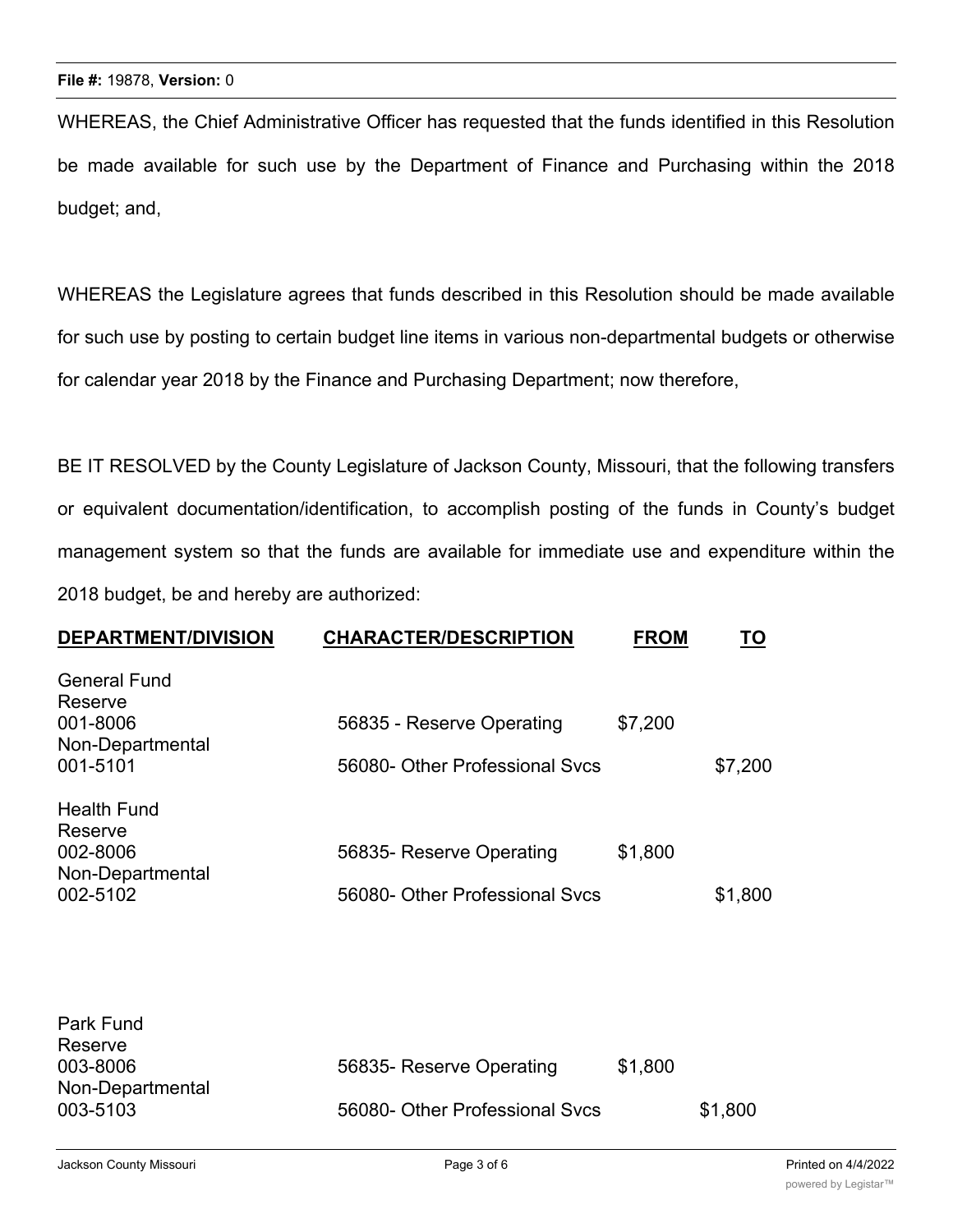WHEREAS, the Chief Administrative Officer has requested that the funds identified in this Resolution be made available for such use by the Department of Finance and Purchasing within the 2018 budget; and,

WHEREAS the Legislature agrees that funds described in this Resolution should be made available for such use by posting to certain budget line items in various non-departmental budgets or otherwise for calendar year 2018 by the Finance and Purchasing Department; now therefore,

BE IT RESOLVED by the County Legislature of Jackson County, Missouri, that the following transfers or equivalent documentation/identification, to accomplish posting of the funds in County's budget management system so that the funds are available for immediate use and expenditure within the 2018 budget, be and hereby are authorized:

| **DEPARTMENT/DIVISION** | **CHARACTER/DESCRIPTION** | **FROM** | **TO** |
|---|---|---|---|
| General Fund | | | |
| Reserve | | | |
| 001-8006 | 56835 - Reserve Operating | $7,200 | |
| Non-Departmental | | | |
| 001-5101 | 56080- Other Professional Svcs | | $7,200 |
| Health Fund | | | |
| Reserve | | | |
| 002-8006 | 56835- Reserve Operating | $1,800 | |
| Non-Departmental | | | |
| 002-5102 | 56080- Other Professional Svcs | | $1,800 |
| Park Fund | | | |
| Reserve | | | |
| 003-8006 | 56835- Reserve Operating | $1,800 | |
| Non-Departmental | | | |
| 003-5103 | 56080- Other Professional Svcs | | $1,800 |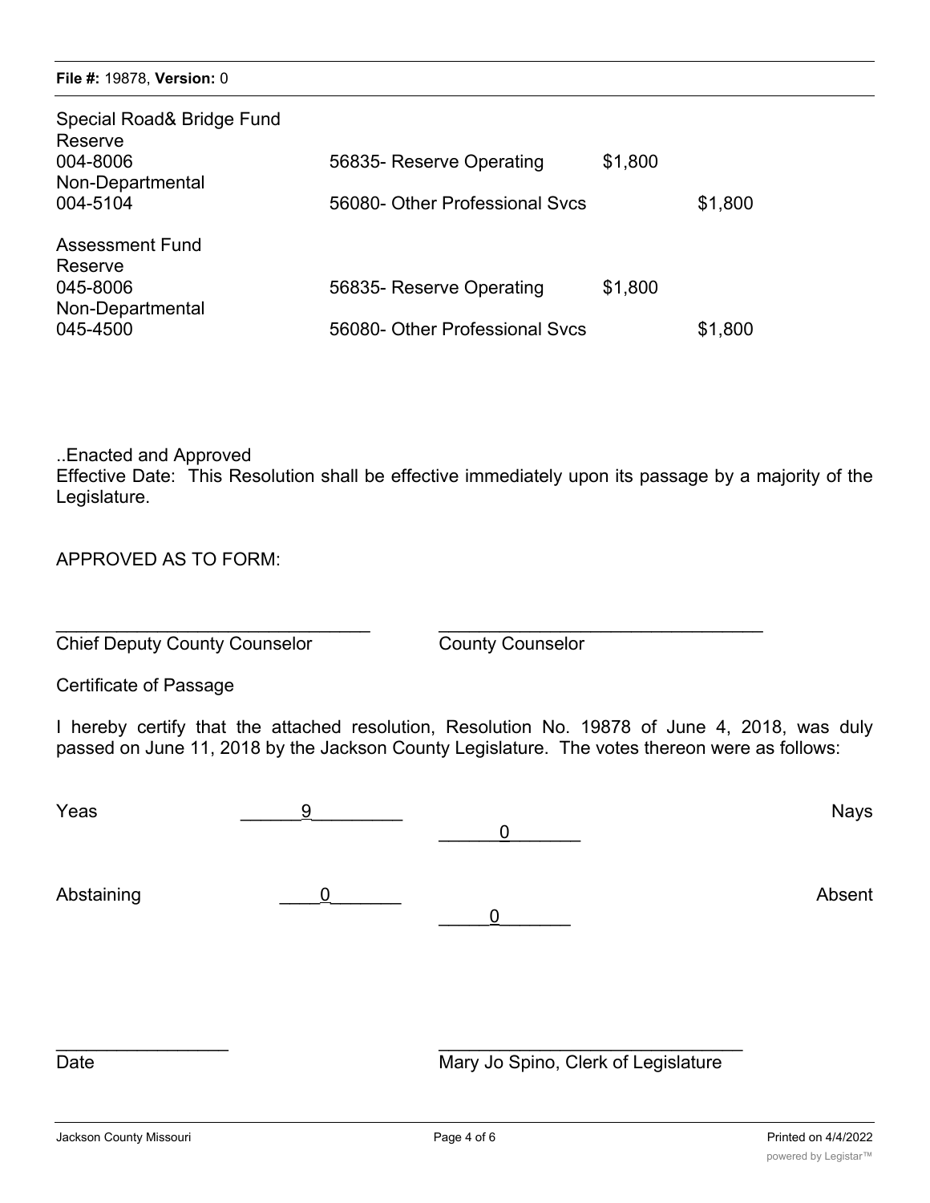| | | | |
|---|---|---|---|
| Special Road& Bridge Fund | | | |
| Reserve | | | |
| 004-8006 | 56835- Reserve Operating | $1,800 | |
| Non-Departmental | | | |
| 004-5104 | 56080- Other Professional Svcs | | $1,800 |
| | | | |
| Assessment Fund | | | |
| Reserve | | | |
| 045-8006 | 56835- Reserve Operating | $1,800 | |
| Non-Departmental | | | |
| 045-4500 | 56080- Other Professional Svcs | | $1,800 |

..Enacted and Approved

Effective Date: This Resolution shall be effective immediately upon its passage by a majority of the Legislature.

APPROVED AS TO FORM:

_______________________________ _________________________________

Chief Deputy County Counselor County Counselor

Certificate of Passage

I hereby certify that the attached resolution, Resolution No. 19878 of June 4, 2018, was duly passed on June 11, 2018 by the Jackson County Legislature. The votes thereon were as follows:

| | | | |
|---|---|---|---|
| Yeas | 9 | Nays | 0 |
| Abstaining | 0 | Absent | 0 |

_________________ _______________________________

Date Mary Jo Spino, Clerk of Legislature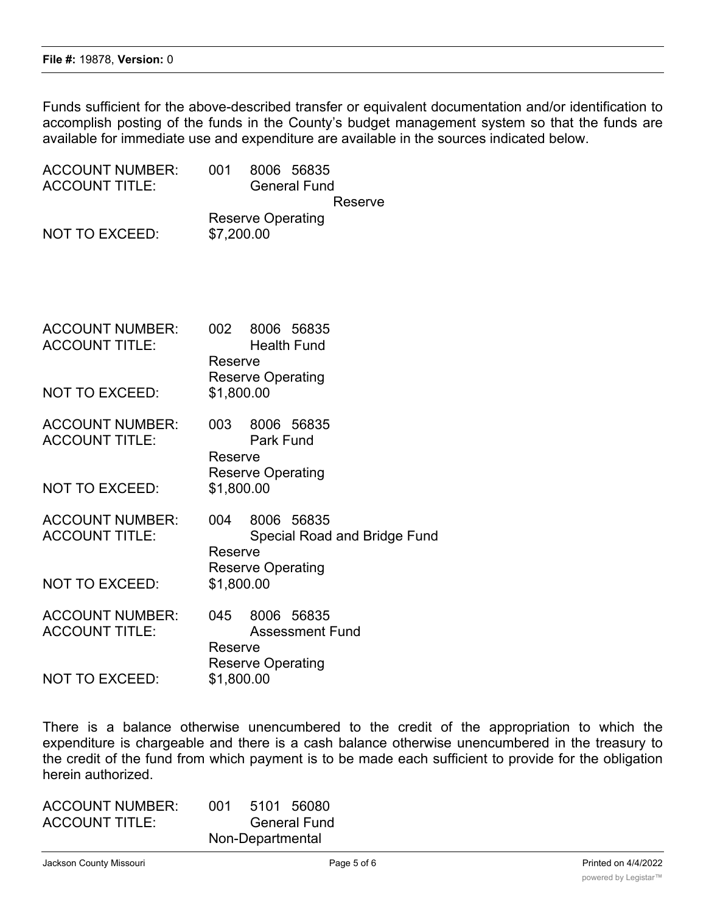Funds sufficient for the above-described transfer or equivalent documentation and/or identification to accomplish posting of the funds in the County's budget management system so that the funds are available for immediate use and expenditure are available in the sources indicated below.

ACCOUNT NUMBER: 001 8006 56835
ACCOUNT TITLE: General Fund
Reserve
Reserve Operating
NOT TO EXCEED: $7,200.00

ACCOUNT NUMBER: 002 8006 56835
ACCOUNT TITLE: Health Fund
Reserve
Reserve Operating
NOT TO EXCEED: $1,800.00

ACCOUNT NUMBER: 003 8006 56835
ACCOUNT TITLE: Park Fund
Reserve
Reserve Operating
NOT TO EXCEED: $1,800.00

ACCOUNT NUMBER: 004 8006 56835
ACCOUNT TITLE: Special Road and Bridge Fund
Reserve
Reserve Operating
NOT TO EXCEED: $1,800.00

ACCOUNT NUMBER: 045 8006 56835
ACCOUNT TITLE: Assessment Fund
Reserve
Reserve Operating
NOT TO EXCEED: $1,800.00

There is a balance otherwise unencumbered to the credit of the appropriation to which the expenditure is chargeable and there is a cash balance otherwise unencumbered in the treasury to the credit of the fund from which payment is to be made each sufficient to provide for the obligation herein authorized.

ACCOUNT NUMBER: 001 5101 56080
ACCOUNT TITLE: General Fund
Non-Departmental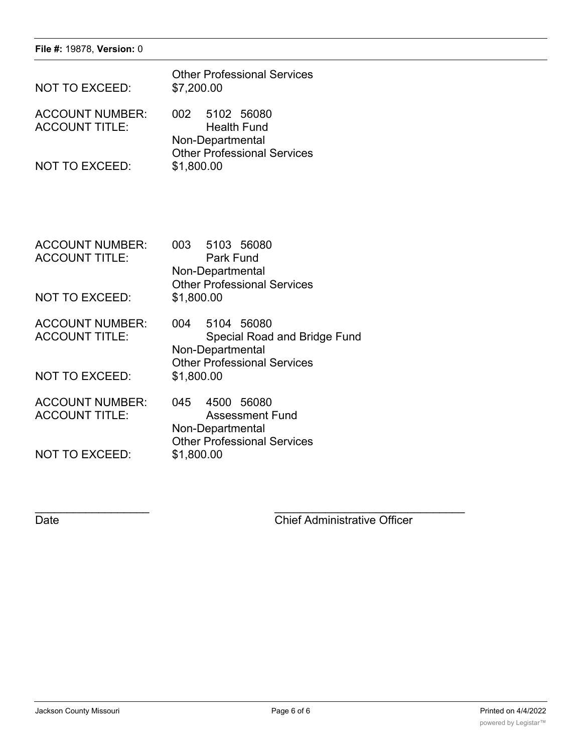Other Professional Services

NOT TO EXCEED: $7,200.00

ACCOUNT NUMBER: 002 5102 56080
ACCOUNT TITLE: Health Fund
Non-Departmental
Other Professional Services
NOT TO EXCEED: $1,800.00

ACCOUNT NUMBER: 003 5103 56080
ACCOUNT TITLE: Park Fund
Non-Departmental
Other Professional Services
NOT TO EXCEED: $1,800.00

ACCOUNT NUMBER: 004 5104 56080
ACCOUNT TITLE: Special Road and Bridge Fund
Non-Departmental
Other Professional Services
NOT TO EXCEED: $1,800.00

ACCOUNT NUMBER: 045 4500 56080
ACCOUNT TITLE: Assessment Fund
Non-Departmental
Other Professional Services
NOT TO EXCEED: $1,800.00

\_\_\_\_\_\_\_\_\_\_\_\_\_\_\_\_\_\_ \_\_\_\_\_\_\_\_\_\_\_\_\_\_\_\_\_\_\_\_\_\_\_\_\_\_\_\_\_\_
Date Chief Administrative Officer